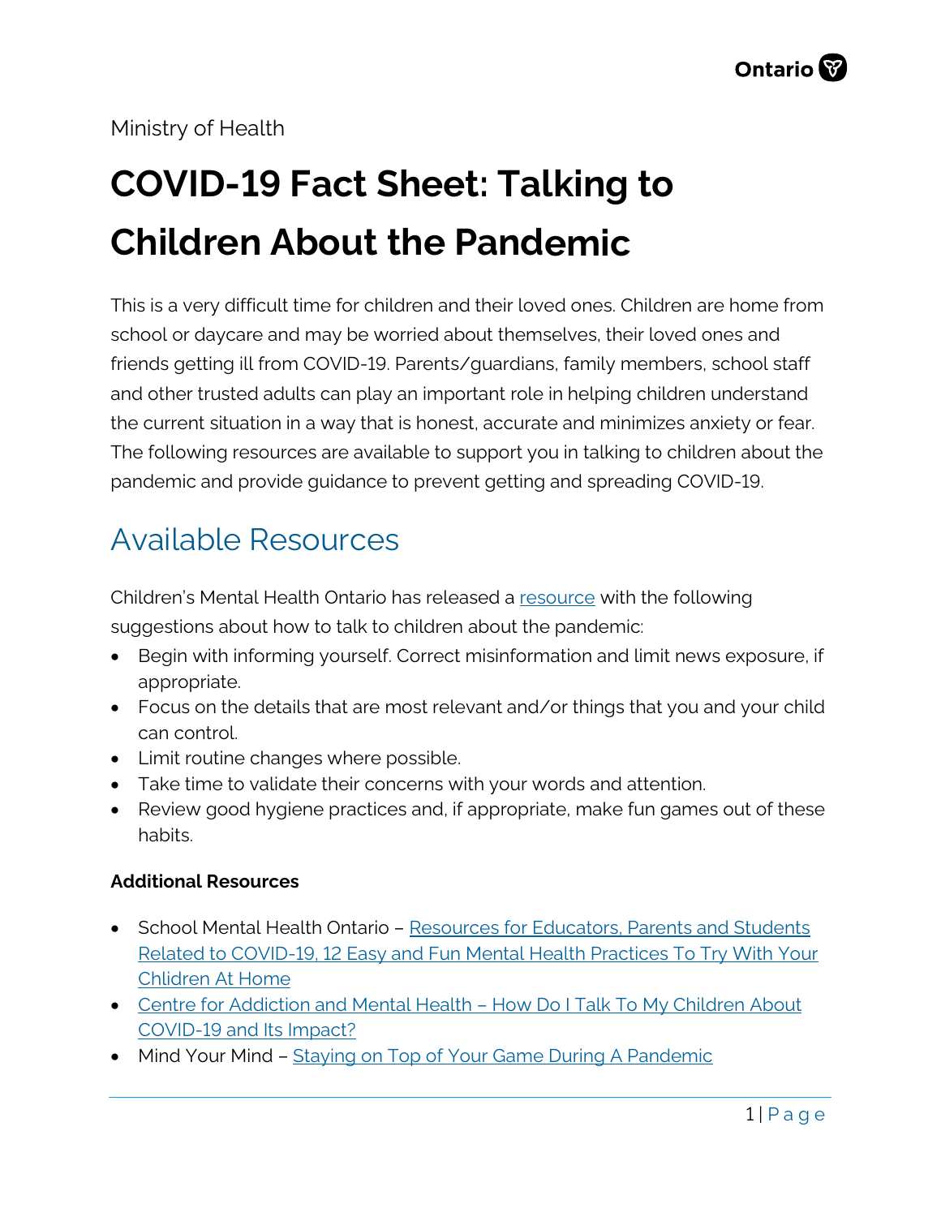Ministry of Health

# COVID-19 Fact Sheet: Talking to Children About the Pandemic

This is a very difficult time for children and their loved ones. Children are home from school or daycare and may be worried about themselves, their loved ones and friends getting ill from COVID-19. Parents/guardians, family members, school staff and other trusted adults can play an important role in helping children understand the current situation in a way that is honest, accurate and minimizes anxiety or fear. The following resources are available to support you in talking to children about the pandemic and provide guidance to prevent getting and spreading COVID-19.

## Available Resources

Children's Mental Health Ontario has released a resource with the following suggestions about how to talk to children about the pandemic:

- Begin with informing yourself. Correct misinformation and limit news exposure, if appropriate.
- Focus on the details that are most relevant and/or things that you and your child can control.
- Limit routine changes where possible.
- Take time to validate their concerns with your words and attention.
- Review good hygiene practices and, if appropriate, make fun games out of these habits.

**Additional Resources**

- School Mental Health Ontario – Resources for Educators, Parents and Students Related to COVID-19, 12 Easy and Fun Mental Health Practices To Try With Your Chlidren At Home
- Centre for Addiction and Mental Health – How Do I Talk To My Children About COVID-19 and Its Impact?
- Mind Your Mind – Staying on Top of Your Game During A Pandemic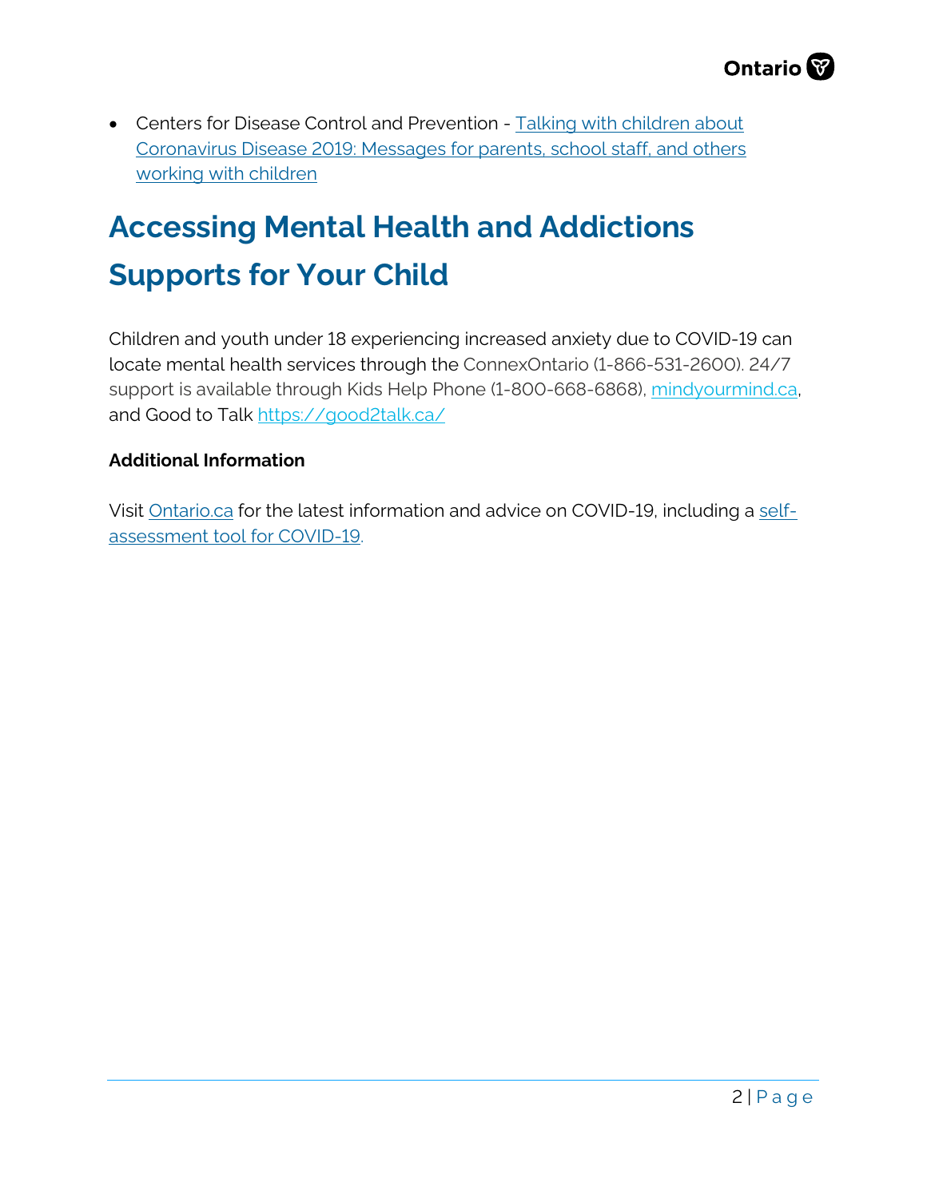- Centers for Disease Control and Prevention - Talking with children about Coronavirus Disease 2019: Messages for parents, school staff, and others working with children

## Accessing Mental Health and Addictions Supports for Your Child

Children and youth under 18 experiencing increased anxiety due to COVID-19 can locate mental health services through the ConnexOntario (1-866-531-2600). 24/7 support is available through Kids Help Phone (1-800-668-6868), mindyourmind.ca, and Good to Talk https://good2talk.ca/

**Additional Information**

Visit Ontario.ca for the latest information and advice on COVID-19, including a self-assessment tool for COVID-19.